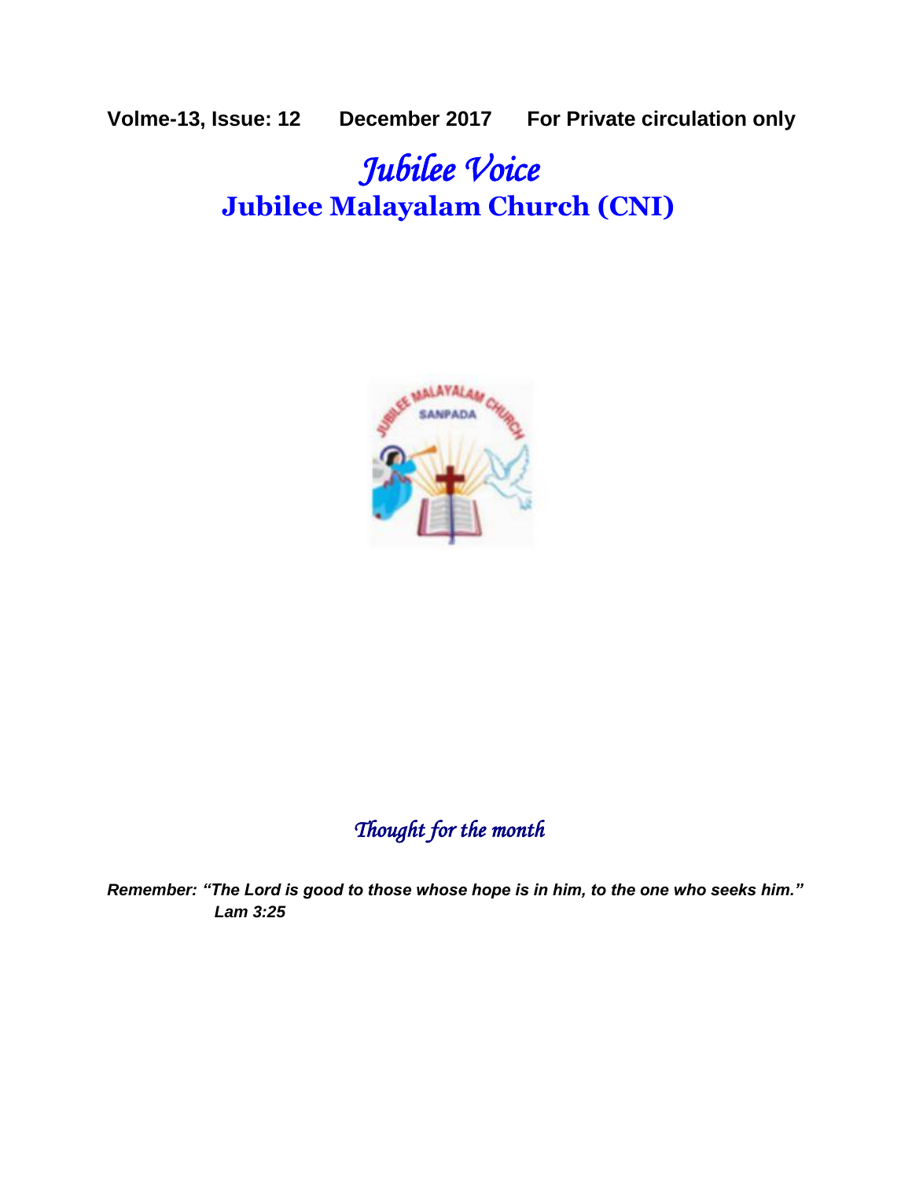**Volme-13, Issue: 12 December 2017 For Private circulation only**

# *Jubilee Voice*

## Jubilee Malayalam Church (CNI)

### *Thought for the month*

***Remember: "The Lord is good to those whose hope is in him, to the one who seeks him." Lam 3:25***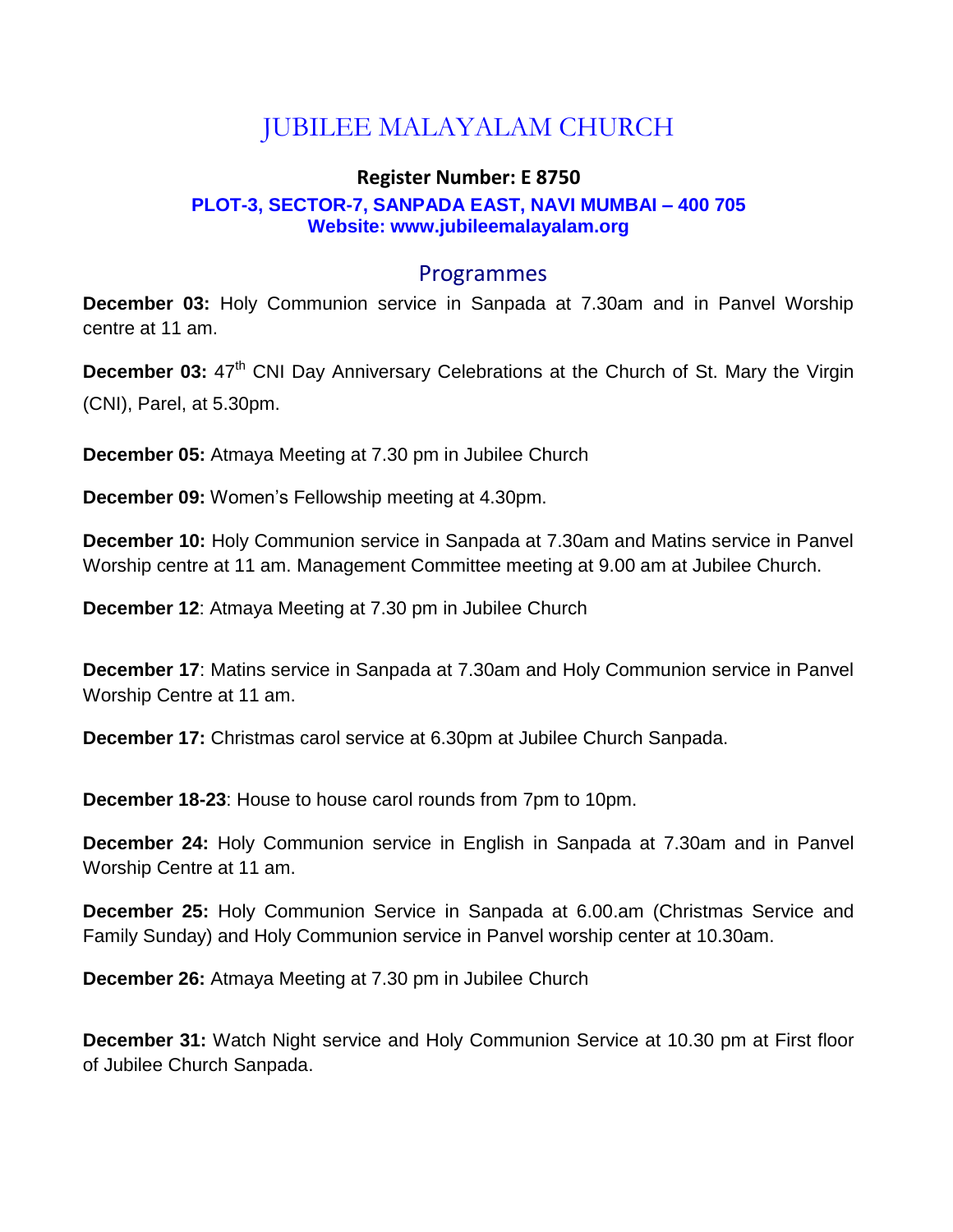# JUBILEE MALAYALAM CHURCH

**Register Number: E 8750**

**PLOT-3, SECTOR-7, SANPADA EAST, NAVI MUMBAI – 400 705**
**Website: www.jubileemalayalam.org**

## Programmes

**December 03:** Holy Communion service in Sanpada at 7.30am and in Panvel Worship centre at 11 am.

**December 03:** 47th CNI Day Anniversary Celebrations at the Church of St. Mary the Virgin (CNI), Parel, at 5.30pm.

**December 05:** Atmaya Meeting at 7.30 pm in Jubilee Church

**December 09:** Women's Fellowship meeting at 4.30pm.

**December 10:** Holy Communion service in Sanpada at 7.30am and Matins service in Panvel Worship centre at 11 am. Management Committee meeting at 9.00 am at Jubilee Church.

**December 12**: Atmaya Meeting at 7.30 pm in Jubilee Church

**December 17**: Matins service in Sanpada at 7.30am and Holy Communion service in Panvel Worship Centre at 11 am.

**December 17:** Christmas carol service at 6.30pm at Jubilee Church Sanpada.

**December 18-23**: House to house carol rounds from 7pm to 10pm.

**December 24:** Holy Communion service in English in Sanpada at 7.30am and in Panvel Worship Centre at 11 am.

**December 25:** Holy Communion Service in Sanpada at 6.00.am (Christmas Service and Family Sunday) and Holy Communion service in Panvel worship center at 10.30am.

**December 26:** Atmaya Meeting at 7.30 pm in Jubilee Church

**December 31:** Watch Night service and Holy Communion Service at 10.30 pm at First floor of Jubilee Church Sanpada.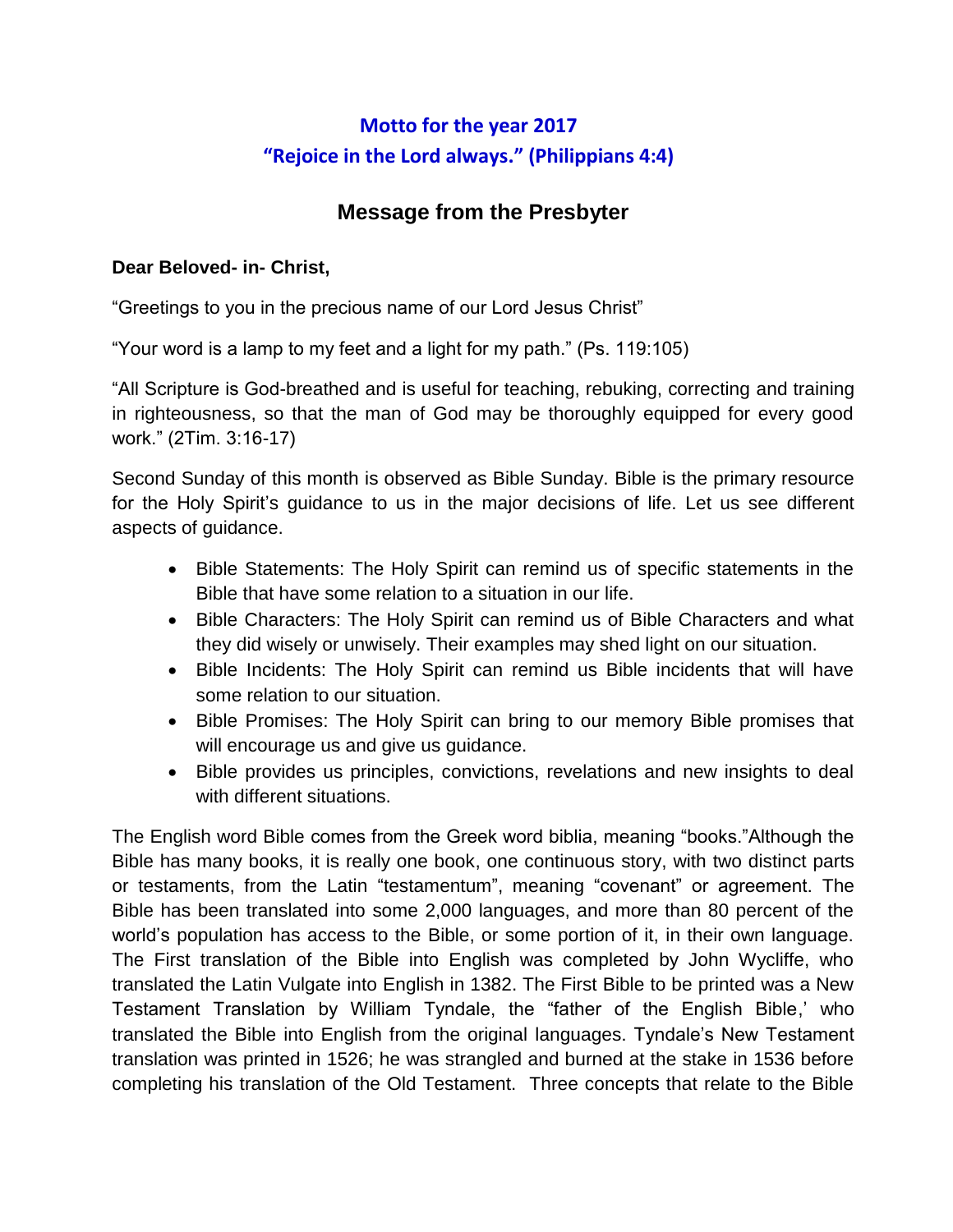## Motto for the year 2017
## "Rejoice in the Lord always." (Philippians 4:4)

## Message from the Presbyter

**Dear Beloved- in- Christ,**

"Greetings to you in the precious name of our Lord Jesus Christ"

"Your word is a lamp to my feet and a light for my path." (Ps. 119:105)

"All Scripture is God-breathed and is useful for teaching, rebuking, correcting and training in righteousness, so that the man of God may be thoroughly equipped for every good work." (2Tim. 3:16-17)

Second Sunday of this month is observed as Bible Sunday. Bible is the primary resource for the Holy Spirit's guidance to us in the major decisions of life. Let us see different aspects of guidance.

- Bible Statements: The Holy Spirit can remind us of specific statements in the Bible that have some relation to a situation in our life.
- Bible Characters: The Holy Spirit can remind us of Bible Characters and what they did wisely or unwisely. Their examples may shed light on our situation.
- Bible Incidents: The Holy Spirit can remind us Bible incidents that will have some relation to our situation.
- Bible Promises: The Holy Spirit can bring to our memory Bible promises that will encourage us and give us guidance.
- Bible provides us principles, convictions, revelations and new insights to deal with different situations.

The English word Bible comes from the Greek word biblia, meaning "books."Although the Bible has many books, it is really one book, one continuous story, with two distinct parts or testaments, from the Latin "testamentum", meaning "covenant" or agreement. The Bible has been translated into some 2,000 languages, and more than 80 percent of the world's population has access to the Bible, or some portion of it, in their own language. The First translation of the Bible into English was completed by John Wycliffe, who translated the Latin Vulgate into English in 1382. The First Bible to be printed was a New Testament Translation by William Tyndale, the "father of the English Bible,' who translated the Bible into English from the original languages. Tyndale's New Testament translation was printed in 1526; he was strangled and burned at the stake in 1536 before completing his translation of the Old Testament. Three concepts that relate to the Bible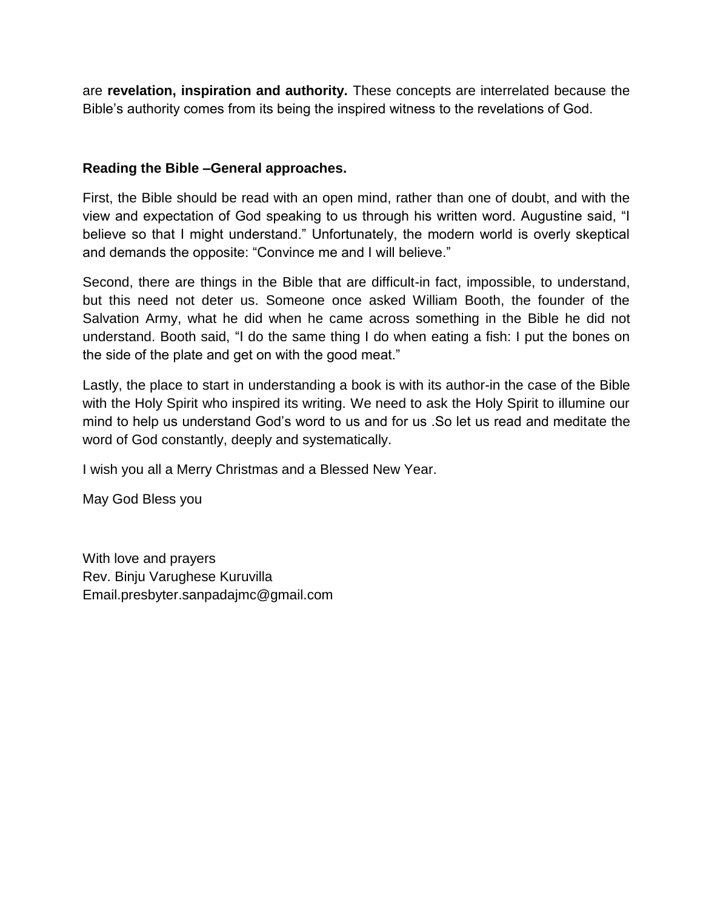are **revelation, inspiration and authority.** These concepts are interrelated because the Bible's authority comes from its being the inspired witness to the revelations of God.

**Reading the Bible –General approaches.**

First, the Bible should be read with an open mind, rather than one of doubt, and with the view and expectation of God speaking to us through his written word. Augustine said, "I believe so that I might understand." Unfortunately, the modern world is overly skeptical and demands the opposite: "Convince me and I will believe."

Second, there are things in the Bible that are difficult-in fact, impossible, to understand, but this need not deter us. Someone once asked William Booth, the founder of the Salvation Army, what he did when he came across something in the Bible he did not understand. Booth said, "I do the same thing I do when eating a fish: I put the bones on the side of the plate and get on with the good meat."

Lastly, the place to start in understanding a book is with its author-in the case of the Bible with the Holy Spirit who inspired its writing. We need to ask the Holy Spirit to illumine our mind to help us understand God's word to us and for us .So let us read and meditate the word of God constantly, deeply and systematically.

I wish you all a Merry Christmas and a Blessed New Year.

May God Bless you

With love and prayers
Rev. Binju Varughese Kuruvilla
Email.presbyter.sanpadajmc@gmail.com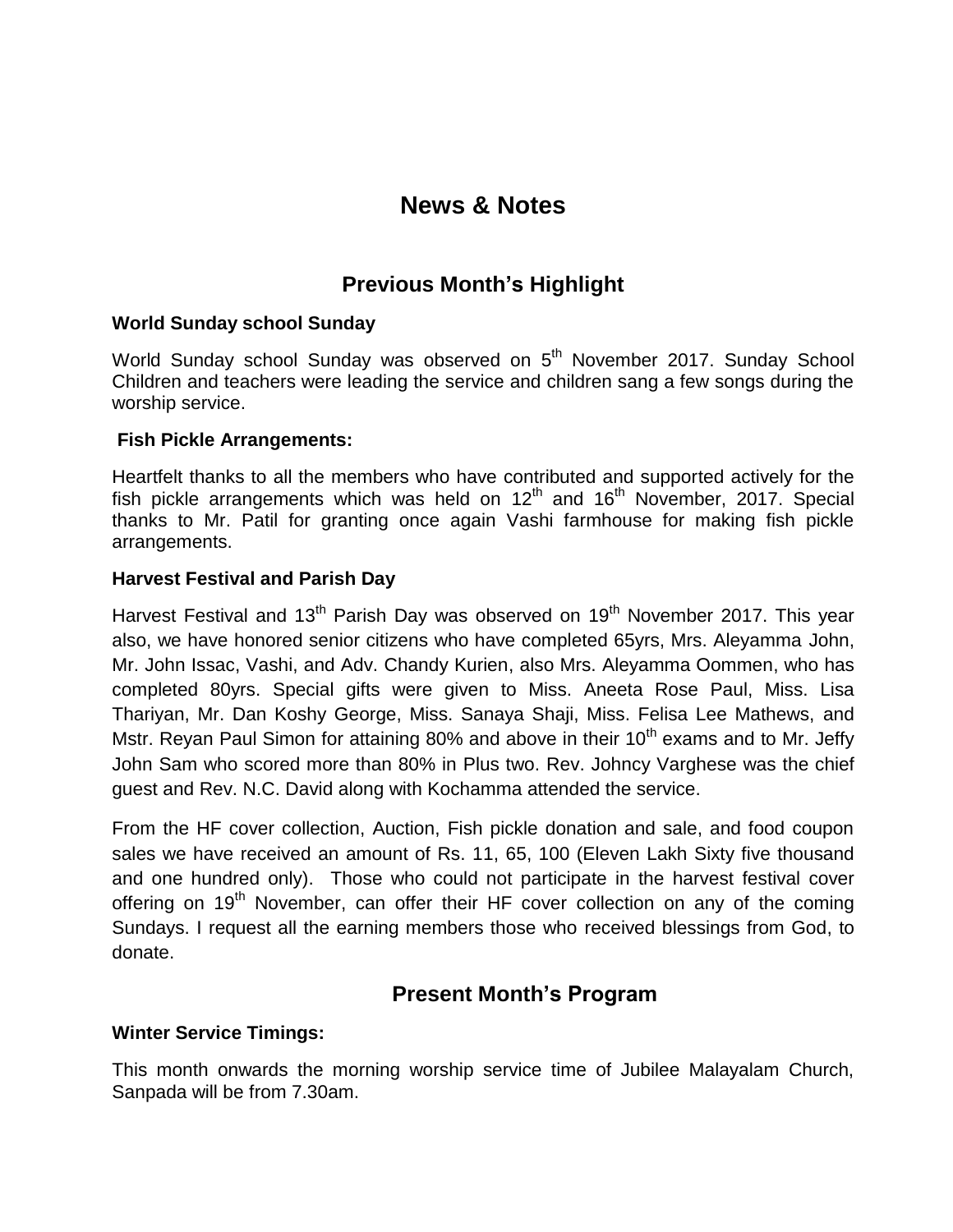# News & Notes

## Previous Month's Highlight

**World Sunday school Sunday**

World Sunday school Sunday was observed on 5th November 2017. Sunday School Children and teachers were leading the service and children sang a few songs during the worship service.

**Fish Pickle Arrangements:**

Heartfelt thanks to all the members who have contributed and supported actively for the fish pickle arrangements which was held on 12th and 16th November, 2017. Special thanks to Mr. Patil for granting once again Vashi farmhouse for making fish pickle arrangements.

**Harvest Festival and Parish Day**

Harvest Festival and 13th Parish Day was observed on 19th November 2017. This year also, we have honored senior citizens who have completed 65yrs, Mrs. Aleyamma John, Mr. John Issac, Vashi, and Adv. Chandy Kurien, also Mrs. Aleyamma Oommen, who has completed 80yrs. Special gifts were given to Miss. Aneeta Rose Paul, Miss. Lisa Thariyan, Mr. Dan Koshy George, Miss. Sanaya Shaji, Miss. Felisa Lee Mathews, and Mstr. Reyan Paul Simon for attaining 80% and above in their 10th exams and to Mr. Jeffy John Sam who scored more than 80% in Plus two. Rev. Johncy Varghese was the chief guest and Rev. N.C. David along with Kochamma attended the service.

From the HF cover collection, Auction, Fish pickle donation and sale, and food coupon sales we have received an amount of Rs. 11, 65, 100 (Eleven Lakh Sixty five thousand and one hundred only). Those who could not participate in the harvest festival cover offering on 19th November, can offer their HF cover collection on any of the coming Sundays. I request all the earning members those who received blessings from God, to donate.

## Present Month's Program

**Winter Service Timings:**

This month onwards the morning worship service time of Jubilee Malayalam Church, Sanpada will be from 7.30am.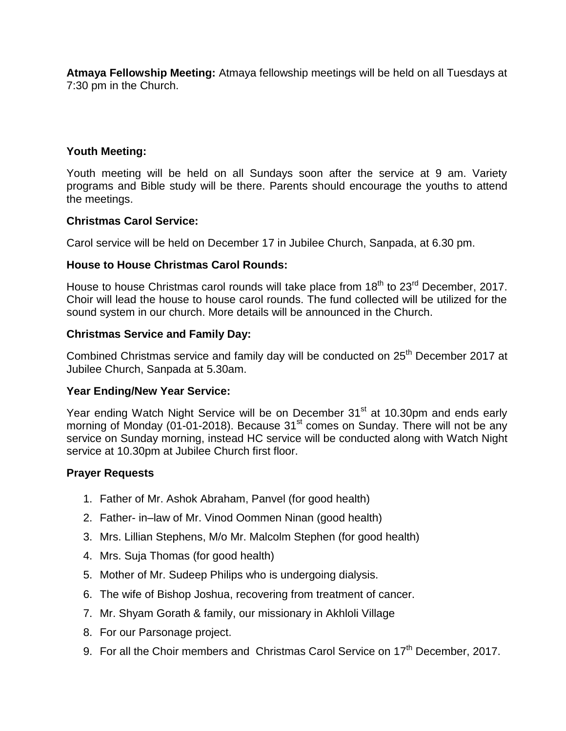**Atmaya Fellowship Meeting:** Atmaya fellowship meetings will be held on all Tuesdays at 7:30 pm in the Church.

**Youth Meeting:**

Youth meeting will be held on all Sundays soon after the service at 9 am. Variety programs and Bible study will be there. Parents should encourage the youths to attend the meetings.

**Christmas Carol Service:**

Carol service will be held on December 17 in Jubilee Church, Sanpada, at 6.30 pm.

**House to House Christmas Carol Rounds:**

House to house Christmas carol rounds will take place from 18th to 23rd December, 2017. Choir will lead the house to house carol rounds. The fund collected will be utilized for the sound system in our church. More details will be announced in the Church.

**Christmas Service and Family Day:**

Combined Christmas service and family day will be conducted on 25th December 2017 at Jubilee Church, Sanpada at 5.30am.

**Year Ending/New Year Service:**

Year ending Watch Night Service will be on December 31st at 10.30pm and ends early morning of Monday (01-01-2018). Because 31st comes on Sunday. There will not be any service on Sunday morning, instead HC service will be conducted along with Watch Night service at 10.30pm at Jubilee Church first floor.

**Prayer Requests**

1. Father of Mr. Ashok Abraham, Panvel (for good health)
2. Father- in–law of Mr. Vinod Oommen Ninan (good health)
3. Mrs. Lillian Stephens, M/o Mr. Malcolm Stephen (for good health)
4. Mrs. Suja Thomas (for good health)
5. Mother of Mr. Sudeep Philips who is undergoing dialysis.
6. The wife of Bishop Joshua, recovering from treatment of cancer.
7. Mr. Shyam Gorath & family, our missionary in Akhloli Village
8. For our Parsonage project.
9. For all the Choir members and Christmas Carol Service on 17th December, 2017.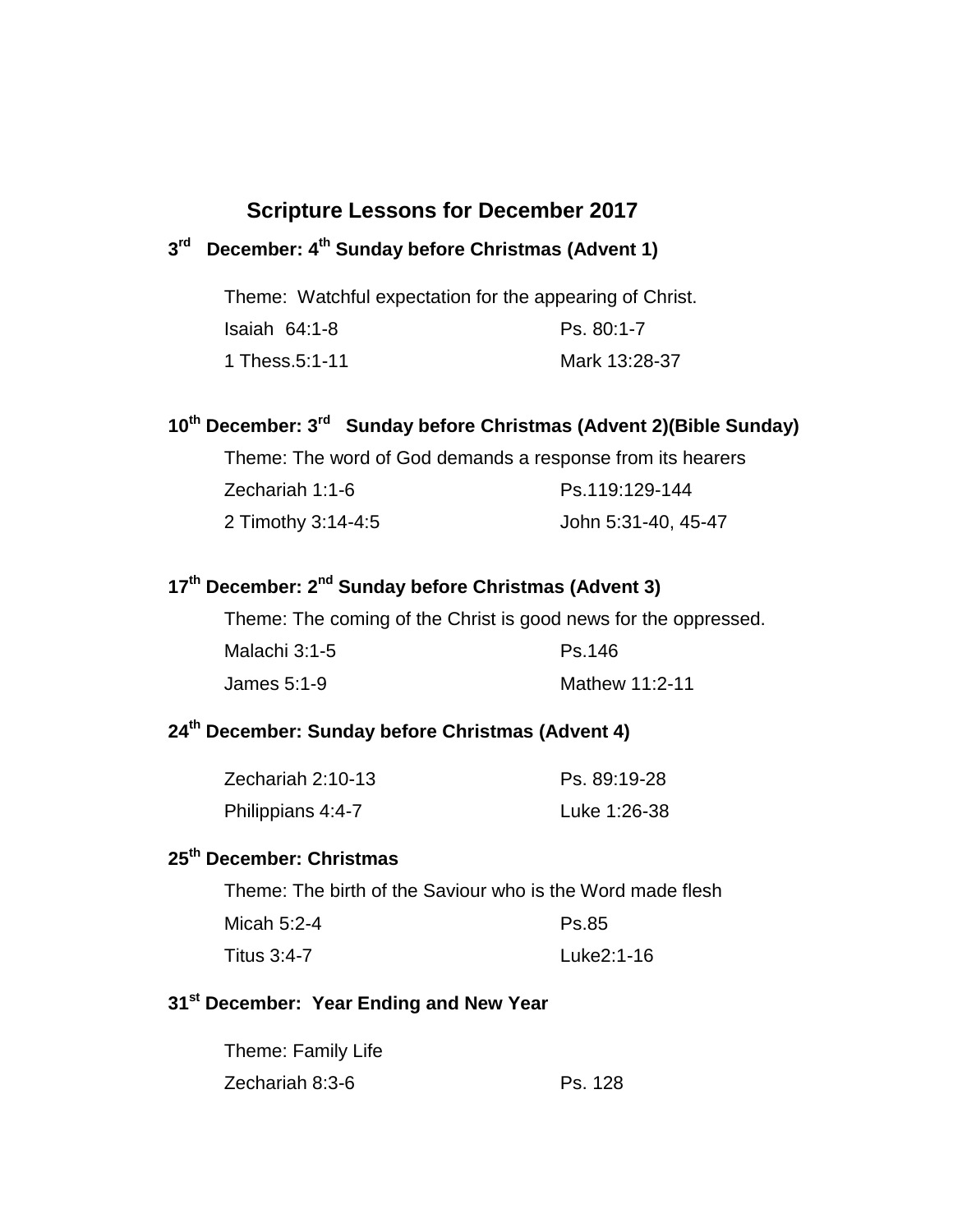# Scripture Lessons for December 2017

## 3rd December: 4th Sunday before Christmas (Advent 1)

Theme: Watchful expectation for the appearing of Christ.

| | |
|---|---|
| Isaiah 64:1-8 | Ps. 80:1-7 |
| 1 Thess.5:1-11 | Mark 13:28-37 |

## 10th December: 3rd Sunday before Christmas (Advent 2)(Bible Sunday)

Theme: The word of God demands a response from its hearers

| | |
|---|---|
| Zechariah 1:1-6 | Ps.119:129-144 |
| 2 Timothy 3:14-4:5 | John 5:31-40, 45-47 |

## 17th December: 2nd Sunday before Christmas (Advent 3)

Theme: The coming of the Christ is good news for the oppressed.

| | |
|---|---|
| Malachi 3:1-5 | Ps.146 |
| James 5:1-9 | Mathew 11:2-11 |

## 24th December: Sunday before Christmas (Advent 4)

| | |
|---|---|
| Zechariah 2:10-13 | Ps. 89:19-28 |
| Philippians 4:4-7 | Luke 1:26-38 |

## 25th December: Christmas

Theme: The birth of the Saviour who is the Word made flesh

| | |
|---|---|
| Micah 5:2-4 | Ps.85 |
| Titus 3:4-7 | Luke2:1-16 |

## 31st December: Year Ending and New Year

Theme: Family Life

| | |
|---|---|
| Zechariah 8:3-6 | Ps. 128 |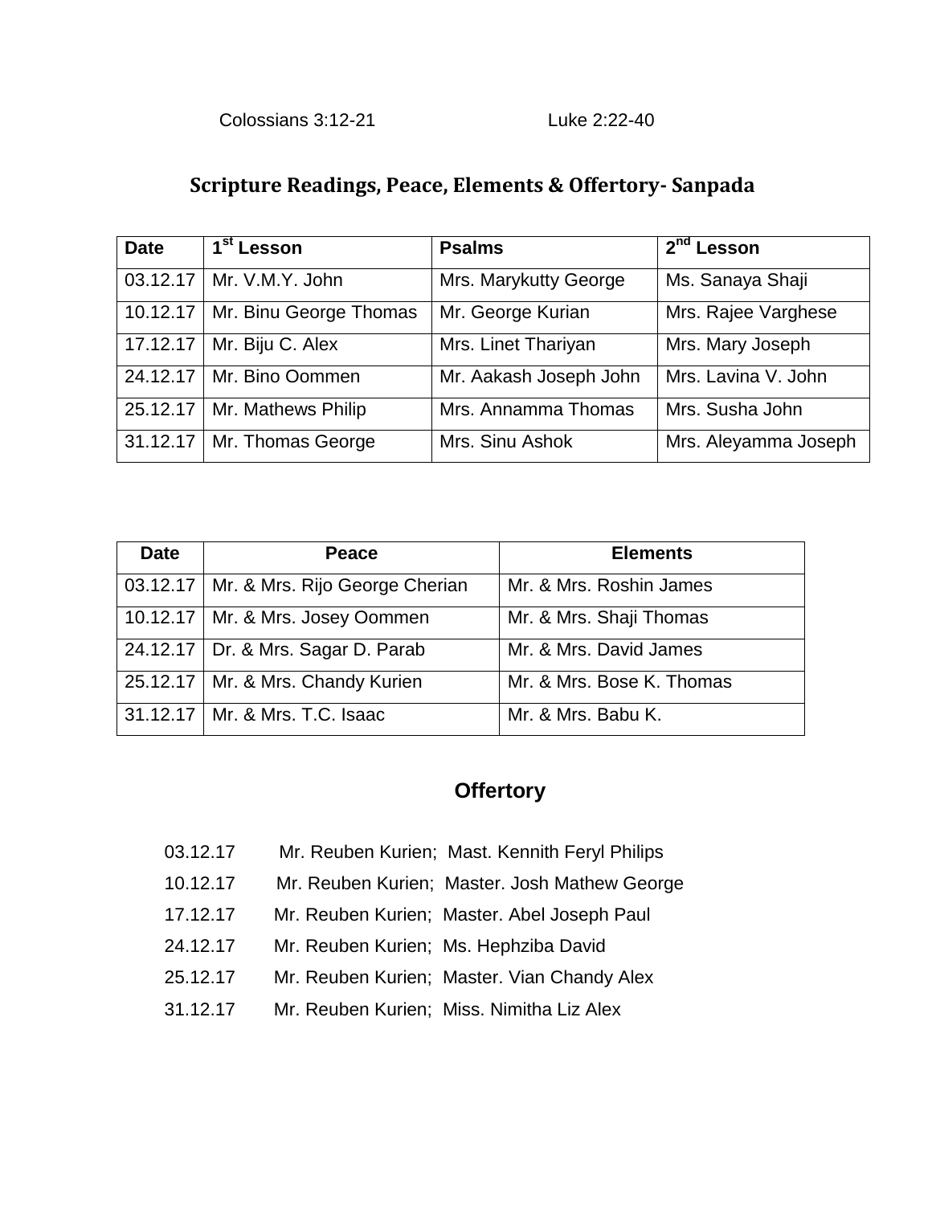Colossians 3:12-21 Luke 2:22-40

## Scripture Readings, Peace, Elements & Offertory- Sanpada

| Date | 1st Lesson | Psalms | 2nd Lesson |
|---|---|---|---|
| 03.12.17 | Mr. V.M.Y. John | Mrs. Marykutty George | Ms. Sanaya Shaji |
| 10.12.17 | Mr. Binu George Thomas | Mr. George Kurian | Mrs. Rajee Varghese |
| 17.12.17 | Mr. Biju C. Alex | Mrs. Linet Thariyan | Mrs. Mary Joseph |
| 24.12.17 | Mr. Bino Oommen | Mr. Aakash Joseph John | Mrs. Lavina V. John |
| 25.12.17 | Mr. Mathews Philip | Mrs. Annamma Thomas | Mrs. Susha John |
| 31.12.17 | Mr. Thomas George | Mrs. Sinu Ashok | Mrs. Aleyamma Joseph |

| Date | Peace | Elements |
|---|---|---|
| 03.12.17 | Mr. & Mrs. Rijo George Cherian | Mr. & Mrs. Roshin James |
| 10.12.17 | Mr. & Mrs. Josey Oommen | Mr. & Mrs. Shaji Thomas |
| 24.12.17 | Dr. & Mrs. Sagar D. Parab | Mr. & Mrs. David James |
| 25.12.17 | Mr. & Mrs. Chandy Kurien | Mr. & Mrs. Bose K. Thomas |
| 31.12.17 | Mr. & Mrs. T.C. Isaac | Mr. & Mrs. Babu K. |

## Offertory

03.12.17 Mr. Reuben Kurien; Mast. Kennith Feryl Philips
10.12.17 Mr. Reuben Kurien; Master. Josh Mathew George
17.12.17 Mr. Reuben Kurien; Master. Abel Joseph Paul
24.12.17 Mr. Reuben Kurien; Ms. Hephziba David
25.12.17 Mr. Reuben Kurien; Master. Vian Chandy Alex
31.12.17 Mr. Reuben Kurien; Miss. Nimitha Liz Alex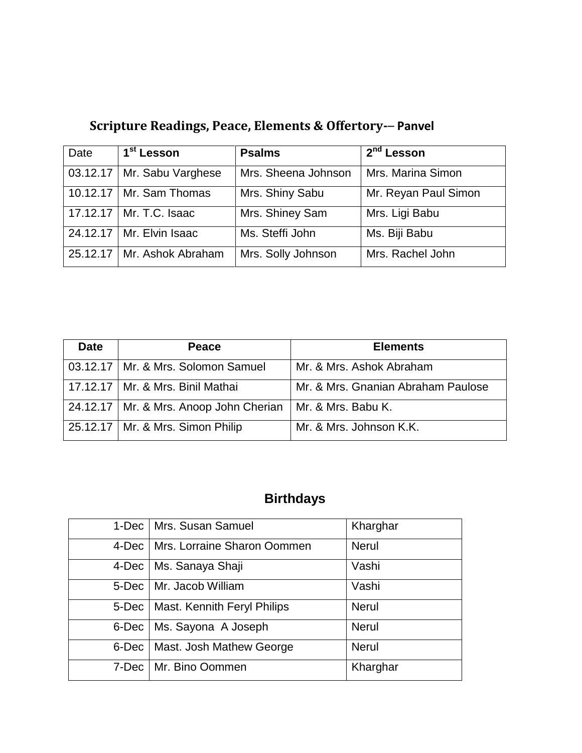## Scripture Readings, Peace, Elements & Offertory-– Panvel

| Date | 1st Lesson | Psalms | 2nd Lesson |
|---|---|---|---|
| 03.12.17 | Mr. Sabu Varghese | Mrs. Sheena Johnson | Mrs. Marina Simon |
| 10.12.17 | Mr. Sam Thomas | Mrs. Shiny Sabu | Mr. Reyan Paul Simon |
| 17.12.17 | Mr. T.C. Isaac | Mrs. Shiney Sam | Mrs. Ligi Babu |
| 24.12.17 | Mr. Elvin Isaac | Ms. Steffi John | Ms. Biji Babu |
| 25.12.17 | Mr. Ashok Abraham | Mrs. Solly Johnson | Mrs. Rachel John |

| Date | Peace | Elements |
|---|---|---|
| 03.12.17 | Mr. & Mrs. Solomon Samuel | Mr. & Mrs. Ashok Abraham |
| 17.12.17 | Mr. & Mrs. Binil Mathai | Mr. & Mrs. Gnanian Abraham Paulose |
| 24.12.17 | Mr. & Mrs. Anoop John Cherian | Mr. & Mrs. Babu K. |
| 25.12.17 | Mr. & Mrs. Simon Philip | Mr. & Mrs. Johnson K.K. |

## Birthdays

| | | |
|---|---|---|
| 1-Dec | Mrs. Susan Samuel | Kharghar |
| 4-Dec | Mrs. Lorraine Sharon Oommen | Nerul |
| 4-Dec | Ms. Sanaya Shaji | Vashi |
| 5-Dec | Mr. Jacob William | Vashi |
| 5-Dec | Mast. Kennith Feryl Philips | Nerul |
| 6-Dec | Ms. Sayona A Joseph | Nerul |
| 6-Dec | Mast. Josh Mathew George | Nerul |
| 7-Dec | Mr. Bino Oommen | Kharghar |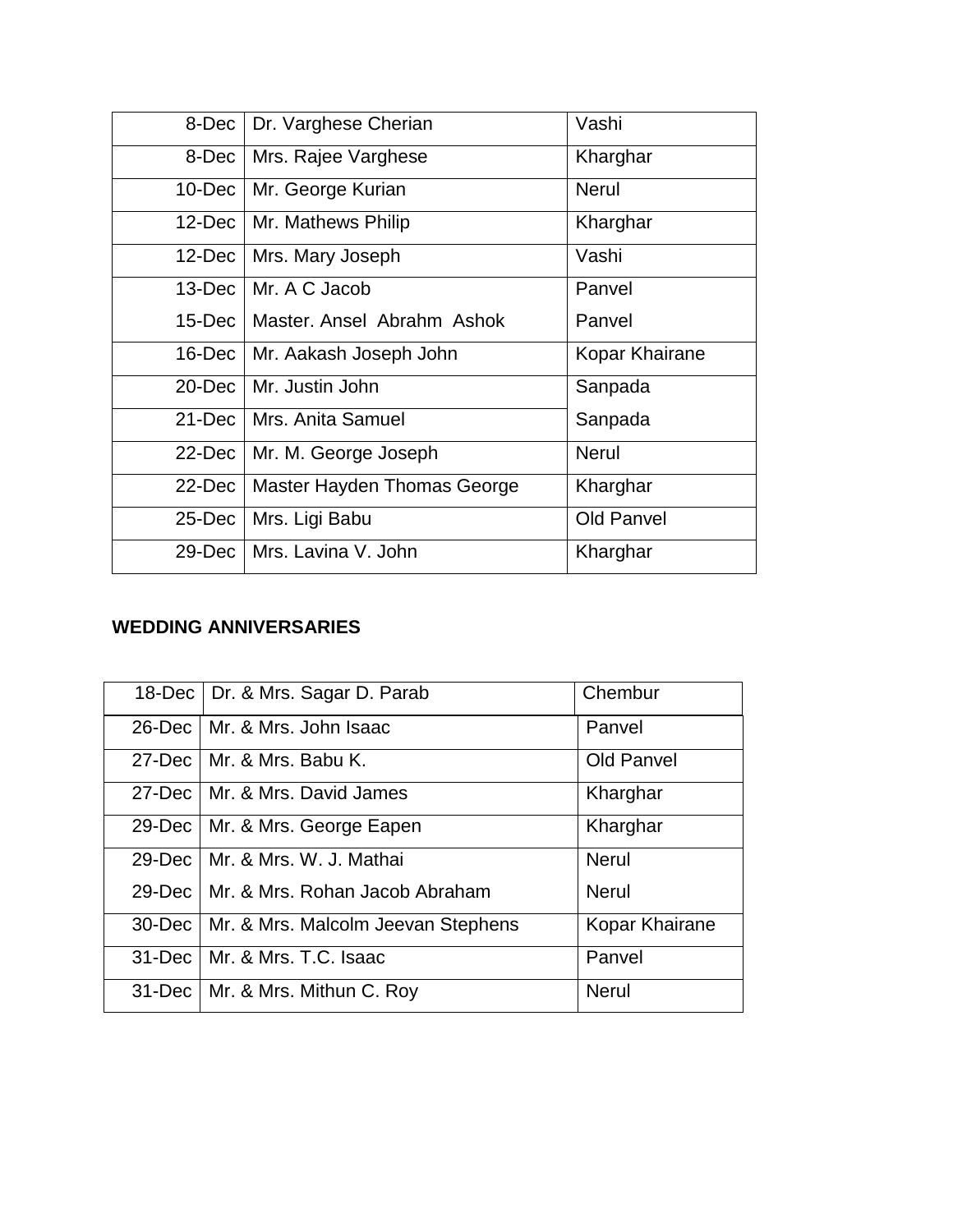| 8-Dec | Dr. Varghese Cherian | Vashi |
|---|---|---|
| 8-Dec | Mrs. Rajee Varghese | Kharghar |
| 10-Dec | Mr. George Kurian | Nerul |
| 12-Dec | Mr. Mathews Philip | Kharghar |
| 12-Dec | Mrs. Mary Joseph | Vashi |
| 13-Dec | Mr. A C Jacob | Panvel |
| 15-Dec | Master. Ansel Abrahm Ashok | Panvel |
| 16-Dec | Mr. Aakash Joseph John | Kopar Khairane |
| 20-Dec | Mr. Justin John | Sanpada |
| 21-Dec | Mrs. Anita Samuel | Sanpada |
| 22-Dec | Mr. M. George Joseph | Nerul |
| 22-Dec | Master Hayden Thomas George | Kharghar |
| 25-Dec | Mrs. Ligi Babu | Old Panvel |
| 29-Dec | Mrs. Lavina V. John | Kharghar |

**WEDDING ANNIVERSARIES**

| 18-Dec | Dr. & Mrs. Sagar D. Parab | Chembur |
|---|---|---|
| 26-Dec | Mr. & Mrs. John Isaac | Panvel |
| 27-Dec | Mr. & Mrs. Babu K. | Old Panvel |
| 27-Dec | Mr. & Mrs. David James | Kharghar |
| 29-Dec | Mr. & Mrs. George Eapen | Kharghar |
| 29-Dec | Mr. & Mrs. W. J. Mathai | Nerul |
| 29-Dec | Mr. & Mrs. Rohan Jacob Abraham | Nerul |
| 30-Dec | Mr. & Mrs. Malcolm Jeevan Stephens | Kopar Khairane |
| 31-Dec | Mr. & Mrs. T.C. Isaac | Panvel |
| 31-Dec | Mr. & Mrs. Mithun C. Roy | Nerul |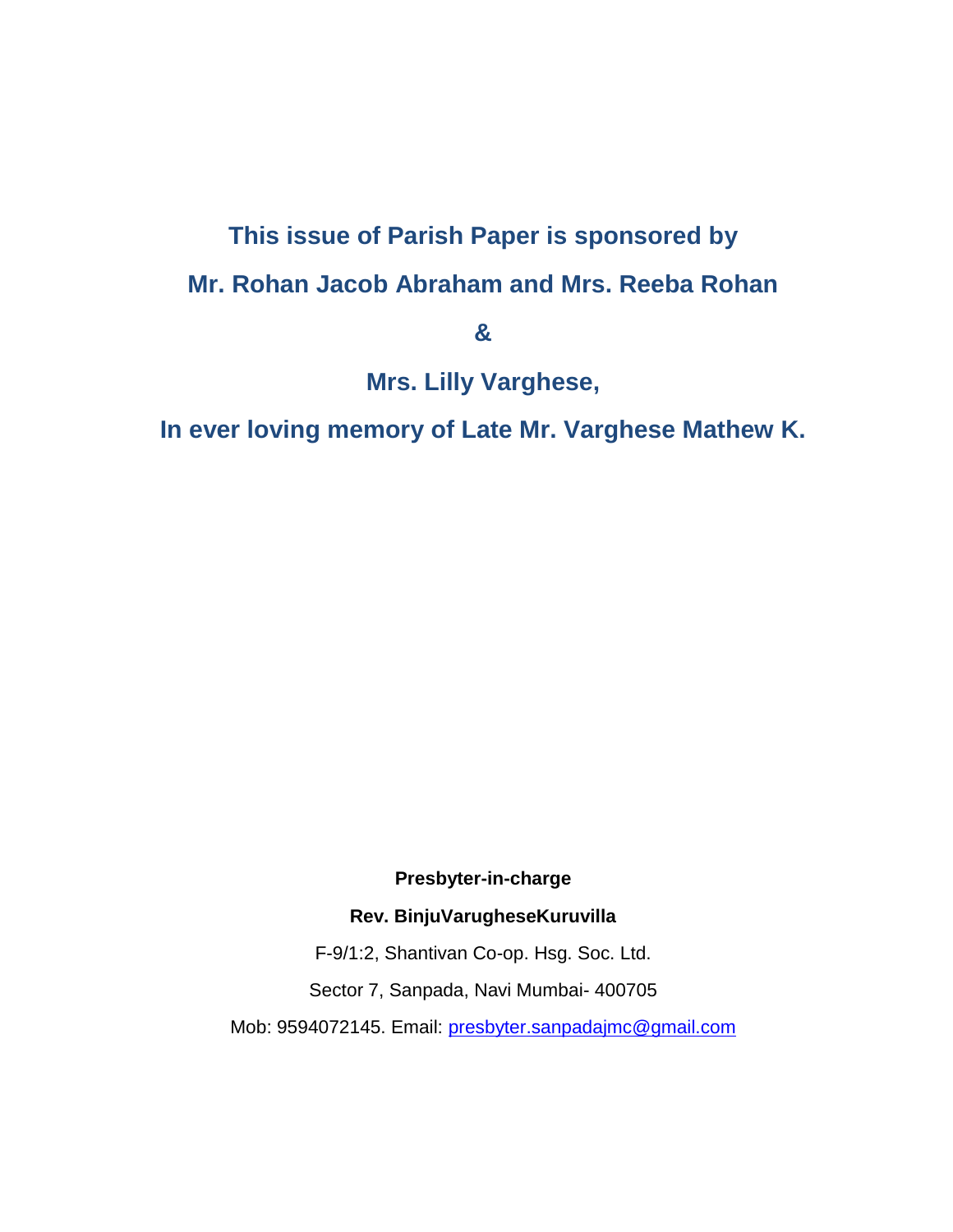**This issue of Parish Paper is sponsored by**

**Mr. Rohan Jacob Abraham and Mrs. Reeba Rohan**

**&**

**Mrs. Lilly Varghese,**

**In ever loving memory of Late Mr. Varghese Mathew K.**

**Presbyter-in-charge**

**Rev. BinjuVarugheseKuruvilla**

F-9/1:2, Shantivan Co-op. Hsg. Soc. Ltd.

Sector 7, Sanpada, Navi Mumbai- 400705

Mob: 9594072145. Email: presbyter.sanpadajmc@gmail.com